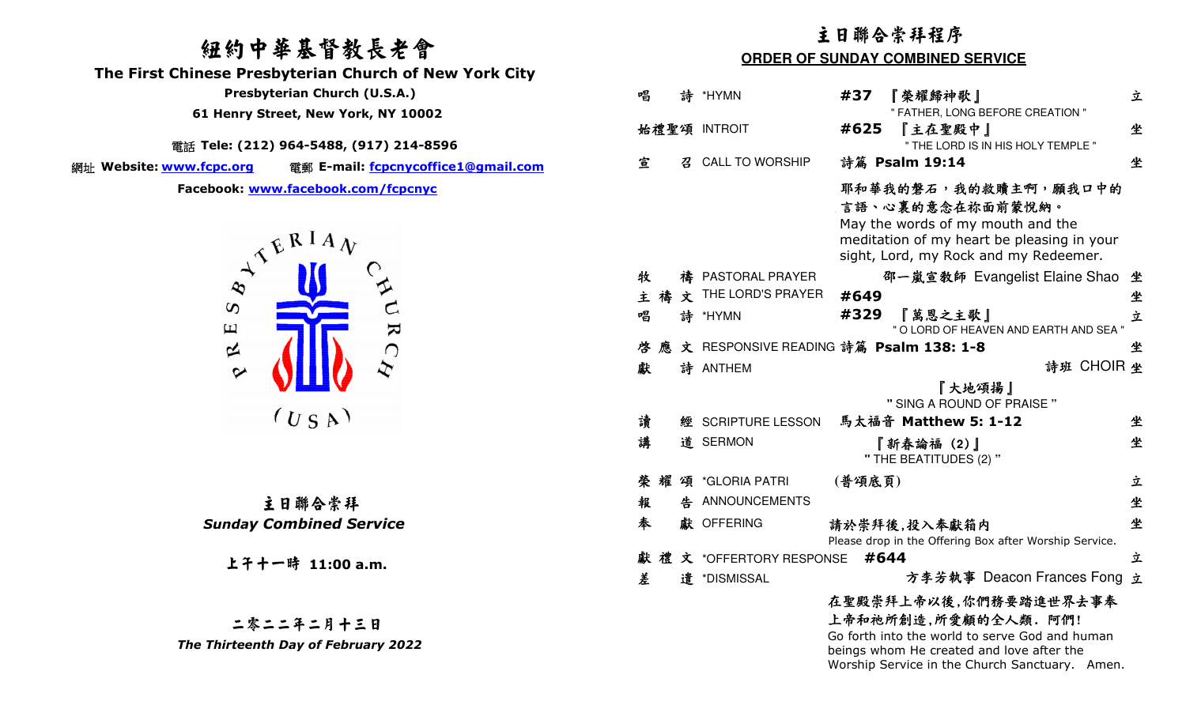# 紐約中華基督教長老會

## The First Chinese Presbyterian Church of New York City

**Presbyterian Church (U.S.A.)**

**61 Henry Street, New York, NY 10002**

電話 **Tele: (212) 964-5488, (917) 214-8596**

網址 **Website: www.fcpc.org** 電郵 **E-mail: fcpcnycoffice1@gmail.com**

**Facebook: www.facebook.com/fcpcnyc**

PRESBYTERIAN CHURCH (USA)

## 主日聯合崇拜
### *Sunday Combined Service*

**上午十一時 11:00 a.m.**

**二零二二年二月十三日**

***The Thirteenth Day of February 2022***

---

## 主日聯合崇拜程序

**ORDER OF SUNDAY COMBINED SERVICE**

| | | | |
|---|---|---|---|
| 唱 詩 | *HYMN | **#37** 『榮耀歸神歌』 " FATHER, LONG BEFORE CREATION " | 立 |
| 始禮聖頌 | INTROIT | **#625** 『主在聖殿中』 " THE LORD IS IN HIS HOLY TEMPLE " | 坐 |
| 宣 召 | CALL TO WORSHIP | 詩篇 **Psalm 19:14** | 坐 |
| | | 耶和華我的磐石，我的救贖主啊，願我口中的言語、心裏的意念在祢面前蒙悅納。 May the words of my mouth and the meditation of my heart be pleasing in your sight, Lord, my Rock and my Redeemer. | |
| 牧 禱 | PASTORAL PRAYER | 邵一嵐宣教師 Evangelist Elaine Shao | 坐 |
| 主 禱 文 | THE LORD'S PRAYER | **#649** | 坐 |
| 唱 詩 | *HYMN | **#329** 『萬恩之主歌』 " O LORD OF HEAVEN AND EARTH AND SEA " | 立 |
| 啓 應 文 | RESPONSIVE READING | 詩篇 **Psalm 138: 1-8** | 坐 |
| 獻 詩 | ANTHEM | 詩班 CHOIR 『大地頌揚』 " SING A ROUND OF PRAISE " | 坐 |
| 讀 經 | SCRIPTURE LESSON | 馬太福音 **Matthew 5: 1-12** | 坐 |
| 講 道 | SERMON | 『新春論福 (2)』 " THE BEATITUDES (2) " | 坐 |
| 榮 耀 頌 | *GLORIA PATRI | (普頌底頁) | 立 |
| 報 告 | ANNOUNCEMENTS | | 坐 |
| 奉 獻 | OFFERING | 請於崇拜後,投入奉獻箱內 Please drop in the Offering Box after Worship Service. | 坐 |
| 獻 禮 文 | *OFFERTORY RESPONSE | **#644** | 立 |
| 差 遣 | *DISMISSAL | 方李芳執事 Deacon Frances Fong | 立 |

在聖殿崇拜上帝以後,你們務要踏進世界去事奉上帝和祂所創造,所愛顧的全人類. 阿們!
Go forth into the world to serve God and human beings whom He created and love after the Worship Service in the Church Sanctuary. Amen.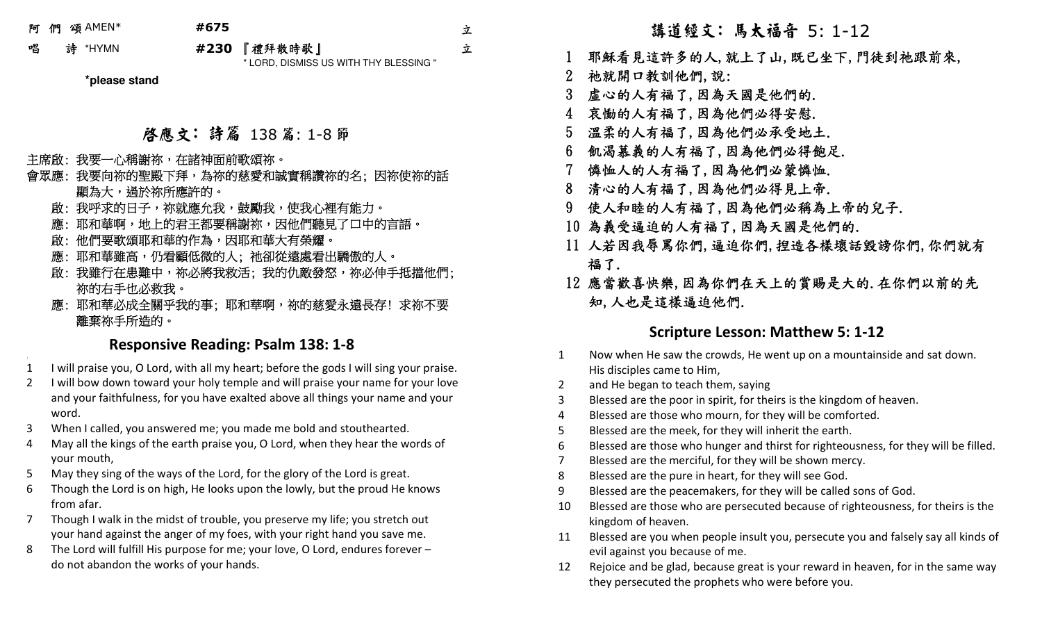阿 們 頌 AMEN* #675 立

唱 詩 *HYMN #230 『禮拜散時歌』 立
" LORD, DISMISS US WITH THY BLESSING "

*please stand

## 啓應文：詩篇 138 篇: 1-8 節

主席啟：我要一心稱謝祢，在諸神面前歌頌祢。

會眾應：我要向祢的聖殿下拜，為祢的慈愛和誠實稱讚祢的名；因祢使祢的話顯為大，過於祢所應許的。

啟：我呼求的日子，祢就應允我，鼓勵我，使我心裡有能力。

應：耶和華啊，地上的君王都要稱謝祢，因他們聽見了口中的言語。

啟：他們要歌頌耶和華的作為，因耶和華大有榮耀。

應：耶和華雖高，仍看顧低微的人；祂卻從遠處看出驕傲的人。

啟：我雖行在患難中，祢必將我救活；我的仇敵發怒，祢必伸手抵擋他們；祢的右手也必救我。

應：耶和華必成全關乎我的事；耶和華啊，祢的慈愛永遠長存！求祢不要離棄祢手所造的。

## Responsive Reading: Psalm 138: 1-8

1 I will praise you, O Lord, with all my heart; before the gods I will sing your praise.
2 I will bow down toward your holy temple and will praise your name for your love and your faithfulness, for you have exalted above all things your name and your word.
3 When I called, you answered me; you made me bold and stouthearted.
4 May all the kings of the earth praise you, O Lord, when they hear the words of your mouth,
5 May they sing of the ways of the Lord, for the glory of the Lord is great.
6 Though the Lord is on high, He looks upon the lowly, but the proud He knows from afar.
7 Though I walk in the midst of trouble, you preserve my life; you stretch out your hand against the anger of my foes, with your right hand you save me.
8 The Lord will fulfill His purpose for me; your love, O Lord, endures forever – do not abandon the works of your hands.

## 講道經文：馬太福音 5: 1-12

1 耶穌看見這許多的人，就上了山，既已坐下，門徒到祂跟前來，
2 祂就開口教訓他們，說：
3 虛心的人有福了，因為天國是他們的.
4 哀慟的人有福了，因為他們必得安慰.
5 溫柔的人有福了，因為他們必承受地土.
6 飢渴慕義的人有福了，因為他們必得飽足.
7 憐恤人的人有福了，因為他們必蒙憐恤.
8 清心的人有福了，因為他們必得見上帝.
9 使人和睦的人有福了，因為他們必稱為上帝的兒子.
10 為義受逼迫的人有福了，因為天國是他們的.
11 人若因我辱罵你們，逼迫你們，捏造各樣壞話毀謗你們，你們就有福了.
12 應當歡喜快樂，因為你們在天上的賞賜是大的.在你們以前的先知，人也是這樣逼迫他們.

## Scripture Lesson: Matthew 5: 1-12

1 Now when He saw the crowds, He went up on a mountainside and sat down. His disciples came to Him,
2 and He began to teach them, saying
3 Blessed are the poor in spirit, for theirs is the kingdom of heaven.
4 Blessed are those who mourn, for they will be comforted.
5 Blessed are the meek, for they will inherit the earth.
6 Blessed are those who hunger and thirst for righteousness, for they will be filled.
7 Blessed are the merciful, for they will be shown mercy.
8 Blessed are the pure in heart, for they will see God.
9 Blessed are the peacemakers, for they will be called sons of God.
10 Blessed are those who are persecuted because of righteousness, for theirs is the kingdom of heaven.
11 Blessed are you when people insult you, persecute you and falsely say all kinds of evil against you because of me.
12 Rejoice and be glad, because great is your reward in heaven, for in the same way they persecuted the prophets who were before you.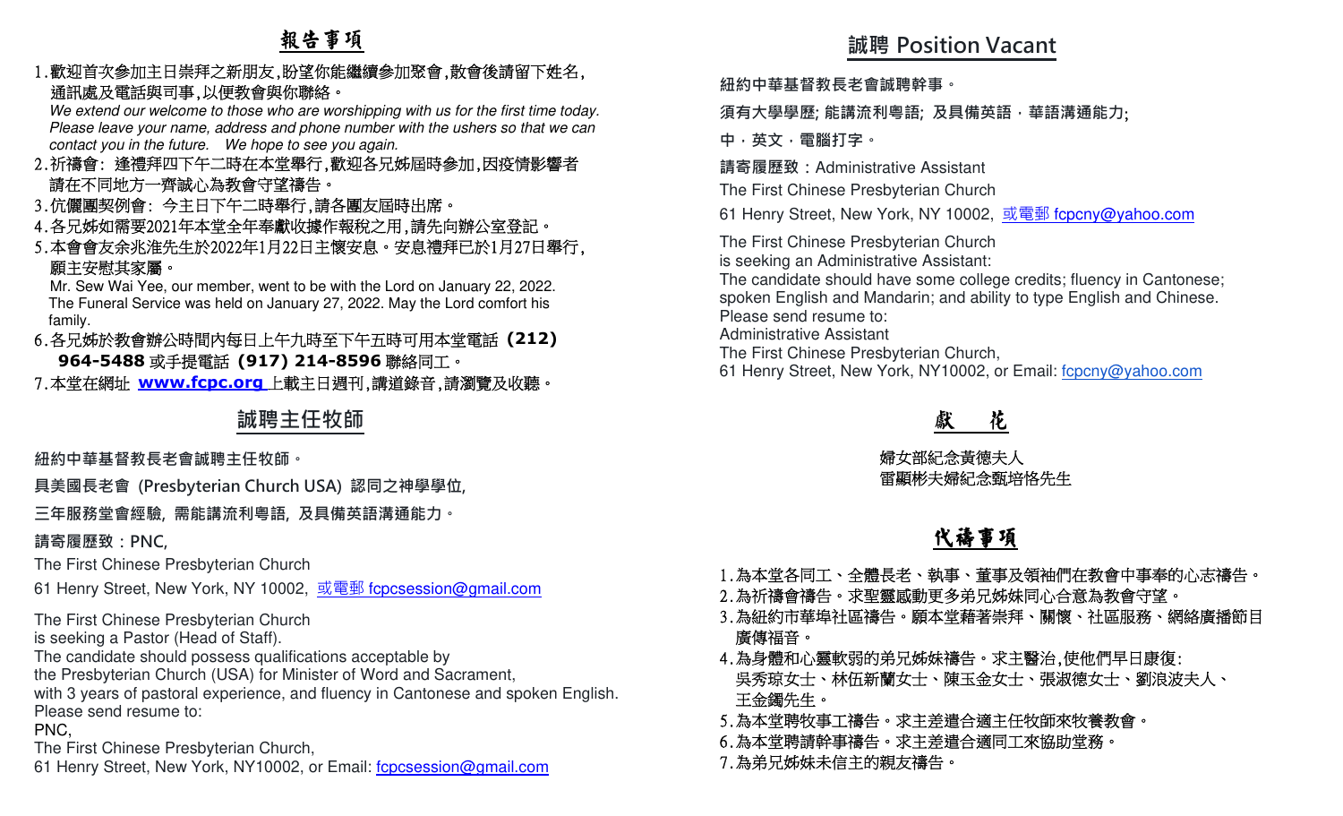## 報告事項

1. 歡迎首次參加主日崇拜之新朋友,盼望你能繼續參加聚會,散會後請留下姓名,通訊處及電話與司事,以便教會與你聯絡。
   *We extend our welcome to those who are worshipping with us for the first time today. Please leave your name, address and phone number with the ushers so that we can contact you in the future. We hope to see you again.*
2. 祈禱會: 逢禮拜四下午二時在本堂舉行,歡迎各兄姊屆時參加,因疫情影響者請在不同地方一齊誠心為教會守望禱告。
3. 伉儷團契例會: 今主日下午二時舉行,請各團友屆時出席。
4. 各兄姊如需要2021年本堂全年奉獻收據作報稅之用,請先向辦公室登記。
5. 本會會友余兆淮先生於2022年1月22日主懷安息。安息禮拜已於1月27日舉行,願主安慰其家屬。
   Mr. Sew Wai Yee, our member, went to be with the Lord on January 22, 2022. The Funeral Service was held on January 27, 2022. May the Lord comfort his family.
6. 各兄姊於教會辦公時間內每日上午九時至下午五時可用本堂電話 **(212) 964-5488** 或手提電話 **(917) 214-8596** 聯絡同工。
7. 本堂在網址 **www.fcpc.org** 上載主日週刊,講道錄音,請瀏覽及收聽。

## 誠聘主任牧師

**紐約中華基督教長老會誠聘主任牧師。**

**具美國長老會 (Presbyterian Church USA) 認同之神學學位,**

**三年服務堂會經驗, 需能講流利粵語, 及具備英語溝通能力。**

**請寄履歷致:PNC,**

The First Chinese Presbyterian Church

61 Henry Street, New York, NY 10002, 或電郵 fcpcsession@gmail.com

The First Chinese Presbyterian Church
is seeking a Pastor (Head of Staff).
The candidate should possess qualifications acceptable by
the Presbyterian Church (USA) for Minister of Word and Sacrament,
with 3 years of pastoral experience, and fluency in Cantonese and spoken English.
Please send resume to:
PNC,
The First Chinese Presbyterian Church,
61 Henry Street, New York, NY10002, or Email: fcpcsession@gmail.com

## 誠聘 Position Vacant

**紐約中華基督教長老會誠聘幹事。**

**須有大學學歷; 能講流利粵語; 及具備英語,華語溝通能力;**

**中,英文,電腦打字。**

**請寄履歷致:**Administrative Assistant

The First Chinese Presbyterian Church

61 Henry Street, New York, NY 10002, 或電郵 fcpcny@yahoo.com

The First Chinese Presbyterian Church
is seeking an Administrative Assistant:
The candidate should have some college credits; fluency in Cantonese; spoken English and Mandarin; and ability to type English and Chinese.
Please send resume to:
Administrative Assistant
The First Chinese Presbyterian Church,
61 Henry Street, New York, NY10002, or Email: fcpcny@yahoo.com

## 獻 花

婦女部紀念黃德夫人
雷顯彬夫婦紀念甄培恪先生

## 代禱事項

1. 為本堂各同工、全體長老、執事、董事及領袖們在教會中事奉的心志禱告。
2. 為祈禱會禱告。求聖靈感動更多弟兄姊妹同心合意為教會守望。
3. 為紐約市華埠社區禱告。願本堂藉著崇拜、關懷、社區服務、網絡廣播節目廣傳福音。
4. 為身體和心靈軟弱的弟兄姊妹禱告。求主醫治,使他們早日康復:
   吳秀琼女士、林伍新蘭女士、陳玉金女士、張淑德女士、劉浪波夫人、王金鐲先生。
5. 為本堂聘牧事工禱告。求主差遣合適主任牧師來牧養教會。
6. 為本堂聘請幹事禱告。求主差遣合適同工來協助堂務。
7. 為弟兄姊妹未信主的親友禱告。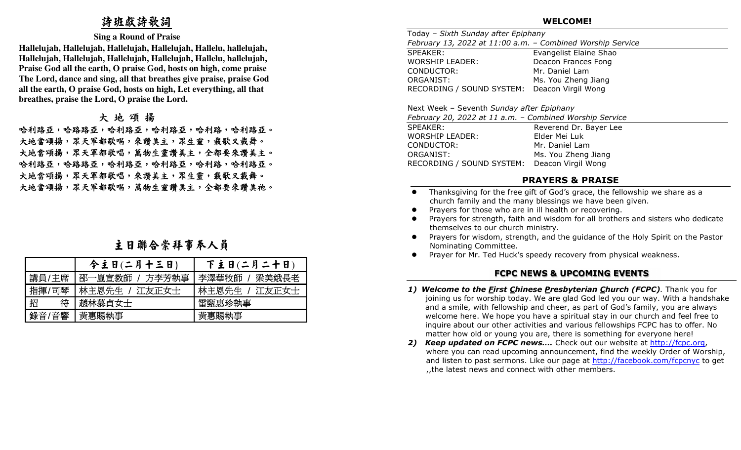# 詩班獻詩歌詞

**Sing a Round of Praise**

**Hallelujah, Hallelujah, Hallelujah, Hallelujah, Hallelu, hallelujah, Hallelujah, Hallelujah, Hallelujah, Hallelujah, Hallelu, hallelujah, Praise God all the earth, O praise God, hosts on high, come praise The Lord, dance and sing, all that breathes give praise, praise God all the earth, O praise God, hosts on high, Let everything, all that breathes, praise the Lord, O praise the Lord.**

## 大 地 頌 揚

哈利路亞，哈路路亞，哈利路亞，哈利路亞，哈利路，哈利路亞。
大地當頌揚，眾天軍都歌唱，來讚美主，眾生靈，載歌又載舞。
大地當頌揚，眾天軍都歌唱，萬物生靈讚美主，全都要來讚美主。
哈利路亞，哈路路亞，哈利路亞，哈利路亞，哈利路，哈利路亞。
大地當頌揚，眾天軍都歌唱，來讚美主，眾生靈，載歌又載舞。
大地當頌揚，眾天軍都歌唱，萬物生靈讚美主，全都要來讚美祂。

## 主日聯合崇拜事奉人員

| | 今主日(二月十三日) | 下主日(二月二十日) |
|---|---|---|
| 講員/主席 | 邵一嵐宣教師 / 方李芳執事 | 李澤華牧師 / 梁美娥長老 |
| 指揮/司琴 | 林主恩先生 / 江友正女士 | 林主恩先生 / 江友正女士 |
| 招　　待 | 趙林慕貞女士 | 雷甄惠珍執事 |
| 錄音/音響 | 黃惠賜執事 | 黃惠賜執事 |

## WELCOME!

Today – *Sixth Sunday after Epiphany*
*February 13, 2022 at 11:00 a.m. – Combined Worship Service*

| | |
|---|---|
| SPEAKER: | Evangelist Elaine Shao |
| WORSHIP LEADER: | Deacon Frances Fong |
| CONDUCTOR: | Mr. Daniel Lam |
| ORGANIST: | Ms. You Zheng Jiang |
| RECORDING / SOUND SYSTEM: | Deacon Virgil Wong |

Next Week – Seventh *Sunday after Epiphany*
*February 20, 2022 at 11 a.m. – Combined Worship Service*

| | |
|---|---|
| SPEAKER: | Reverend Dr. Bayer Lee |
| WORSHIP LEADER: | Elder Mei Luk |
| CONDUCTOR: | Mr. Daniel Lam |
| ORGANIST: | Ms. You Zheng Jiang |
| RECORDING / SOUND SYSTEM: | Deacon Virgil Wong |

## PRAYERS & PRAISE

- Thanksgiving for the free gift of God's grace, the fellowship we share as a church family and the many blessings we have been given.
- Prayers for those who are in ill health or recovering.
- Prayers for strength, faith and wisdom for all brothers and sisters who dedicate themselves to our church ministry.
- Prayers for wisdom, strength, and the guidance of the Holy Spirit on the Pastor Nominating Committee.
- Prayer for Mr. Ted Huck's speedy recovery from physical weakness.

## FCPC NEWS & UPCOMING EVENTS

1) ***Welcome to the First Chinese Presbyterian Church (FCPC)***. Thank you for joining us for worship today. We are glad God led you our way. With a handshake and a smile, with fellowship and cheer, as part of God's family, you are always welcome here. We hope you have a spiritual stay in our church and feel free to inquire about our other activities and various fellowships FCPC has to offer. No matter how old or young you are, there is something for everyone here!
2) ***Keep updated on FCPC news….*** Check out our website at http://fcpc.org, where you can read upcoming announcement, find the weekly Order of Worship, and listen to past sermons. Like our page at http://facebook.com/fcpcnyc to get ,,the latest news and connect with other members.